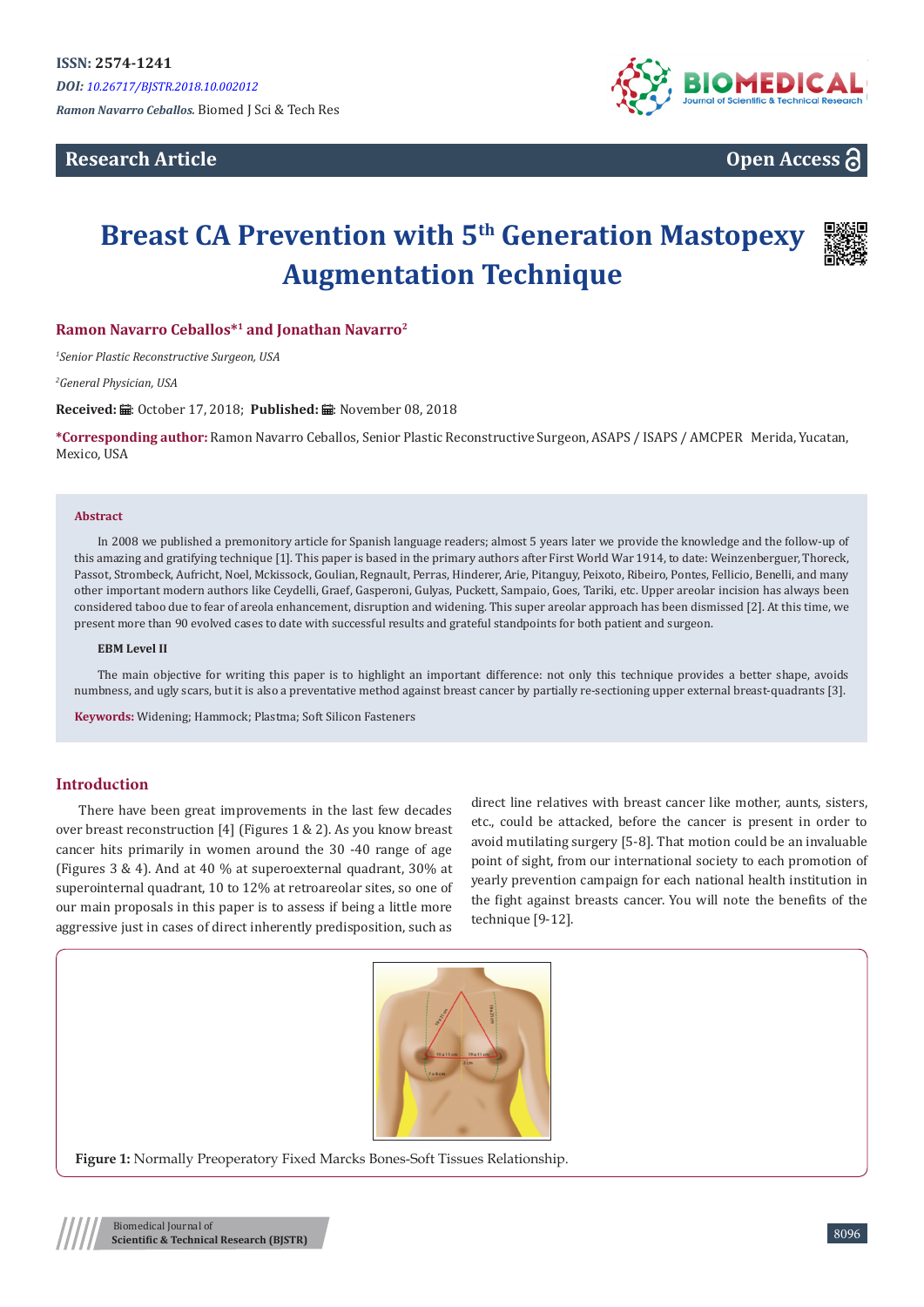# Breast CA Prevention with 5$^{th}$ Generation Mastopexy Augmentation Technique

**Ramon Navarro Ceballos*[1] and Jonathan Navarro[2]**

[1]*Senior Plastic Reconstructive Surgeon, USA*

[2]*General Physician, USA*

**Received:** October 17, 2018; **Published:** November 08, 2018

***Corresponding author:** Ramon Navarro Ceballos, Senior Plastic Reconstructive Surgeon, ASAPS / ISAPS / AMCPER Merida, Yucatan, Mexico, USA

## Abstract

In 2008 we published a premonitory article for Spanish language readers; almost 5 years later we provide the knowledge and the follow-up of this amazing and gratifying technique [1]. This paper is based in the primary authors after First World War 1914, to date: Weinzenberguer, Thoreck, Passot, Strombeck, Aufricht, Noel, Mckissock, Goulian, Regnault, Perras, Hinderer, Arie, Pitanguy, Peixoto, Ribeiro, Pontes, Fellicio, Benelli, and many other important modern authors like Ceydelli, Graef, Gasperoni, Gulyas, Puckett, Sampaio, Goes, Tariki, etc. Upper areolar incision has always been considered taboo due to fear of areola enhancement, disruption and widening. This super areolar approach has been dismissed [2]. At this time, we present more than 90 evolved cases to date with successful results and grateful standpoints for both patient and surgeon.

**EBM Level II**

The main objective for writing this paper is to highlight an important difference: not only this technique provides a better shape, avoids numbness, and ugly scars, but it is also a preventative method against breast cancer by partially re-sectioning upper external breast-quadrants [3].

**Keywords:** Widening; Hammock; Plastma; Soft Silicon Fasteners

## Introduction

There have been great improvements in the last few decades over breast reconstruction [4] (Figures 1 & 2). As you know breast cancer hits primarily in women around the 30 -40 range of age (Figures 3 & 4). And at 40 % at superoexternal quadrant, 30% at superointernal quadrant, 10 to 12% at retroareolar sites, so one of our main proposals in this paper is to assess if being a little more aggressive just in cases of direct inherently predisposition, such as direct line relatives with breast cancer like mother, aunts, sisters, etc., could be attacked, before the cancer is present in order to avoid mutilating surgery [5-8]. That motion could be an invaluable point of sight, from our international society to each promotion of yearly prevention campaign for each national health institution in the fight against breasts cancer. You will note the benefits of the technique [9-12].

**Figure 1:** Normally Preoperatory Fixed Marcks Bones-Soft Tissues Relationship.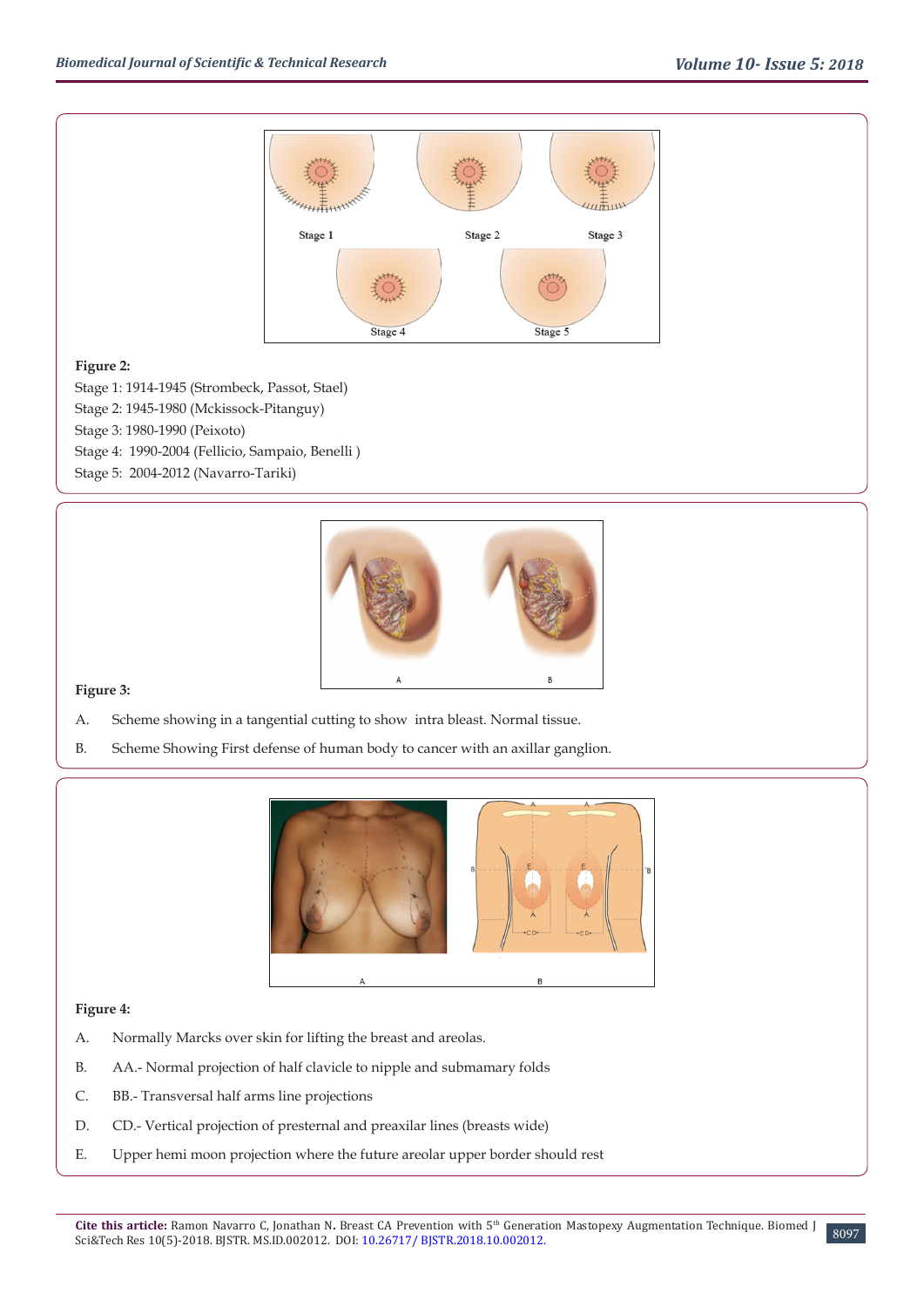**Figure 2:**

Stage 1: 1914-1945 (Strombeck, Passot, Stael)

Stage 2: 1945-1980 (Mckissock-Pitanguy)

Stage 3: 1980-1990 (Peixoto)

Stage 4: 1990-2004 (Fellicio, Sampaio, Benelli )

Stage 5: 2004-2012 (Navarro-Tariki)

**Figure 3:**

A. Scheme showing in a tangential cutting to show intra bleast. Normal tissue.

B. Scheme Showing First defense of human body to cancer with an axillar ganglion.

**Figure 4:**

A. Normally Marcks over skin for lifting the breast and areolas.

B. AA.- Normal projection of half clavicle to nipple and submamary folds

C. BB.- Transversal half arms line projections

D. CD.- Vertical projection of presternal and preaxilar lines (breasts wide)

E. Upper hemi moon projection where the future areolar upper border should rest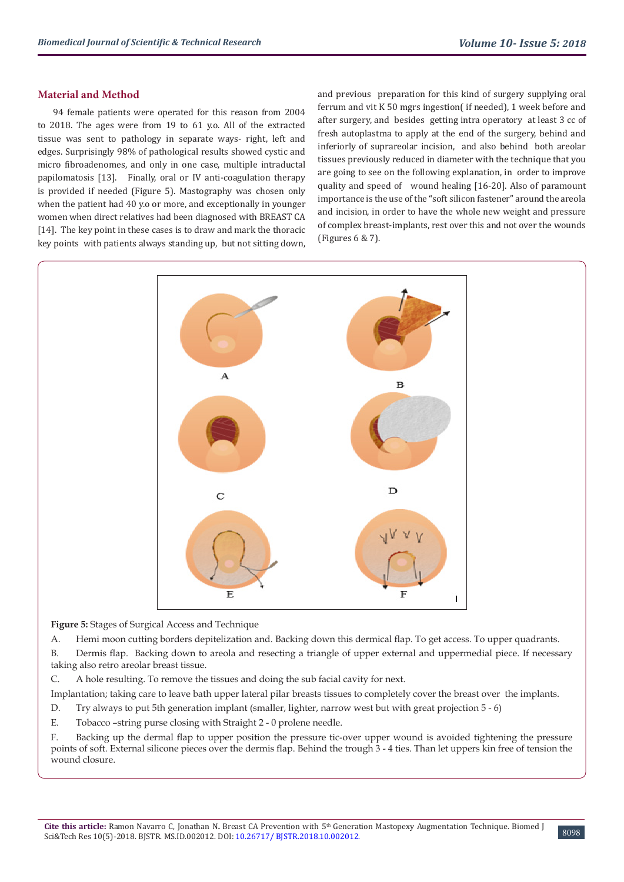## Material and Method

94 female patients were operated for this reason from 2004 to 2018. The ages were from 19 to 61 y.o. All of the extracted tissue was sent to pathology in separate ways- right, left and edges. Surprisingly 98% of pathological results showed cystic and micro fibroadenomes, and only in one case, multiple intraductal papilomatosis [13]. Finally, oral or IV anti-coagulation therapy is provided if needed (Figure 5). Mastography was chosen only when the patient had 40 y.o or more, and exceptionally in younger women when direct relatives had been diagnosed with BREAST CA [14]. The key point in these cases is to draw and mark the thoracic key points with patients always standing up, but not sitting down, and previous preparation for this kind of surgery supplying oral ferrum and vit K 50 mgrs ingestion( if needed), 1 week before and after surgery, and besides getting intra operatory at least 3 cc of fresh autoplastma to apply at the end of the surgery, behind and inferiorly of suprareolar incision, and also behind both areolar tissues previously reduced in diameter with the technique that you are going to see on the following explanation, in order to improve quality and speed of wound healing [16-20]. Also of paramount importance is the use of the "soft silicon fastener" around the areola and incision, in order to have the whole new weight and pressure of complex breast-implants, rest over this and not over the wounds (Figures 6 & 7).

**Figure 5:** Stages of Surgical Access and Technique

A. Hemi moon cutting borders depitelization and. Backing down this dermical flap. To get access. To upper quadrants.

B. Dermis flap. Backing down to areola and resecting a triangle of upper external and uppermedial piece. If necessary taking also retro areolar breast tissue.

C. A hole resulting. To remove the tissues and doing the sub facial cavity for next.

Implantation; taking care to leave bath upper lateral pilar breasts tissues to completely cover the breast over the implants.

D. Try always to put 5th generation implant (smaller, lighter, narrow west but with great projection 5 - 6)

E. Tobacco –string purse closing with Straight 2 - 0 prolene needle.

F. Backing up the dermal flap to upper position the pressure tic-over upper wound is avoided tightening the pressure points of soft. External silicone pieces over the dermis flap. Behind the trough 3 - 4 ties. Than let uppers kin free of tension the wound closure.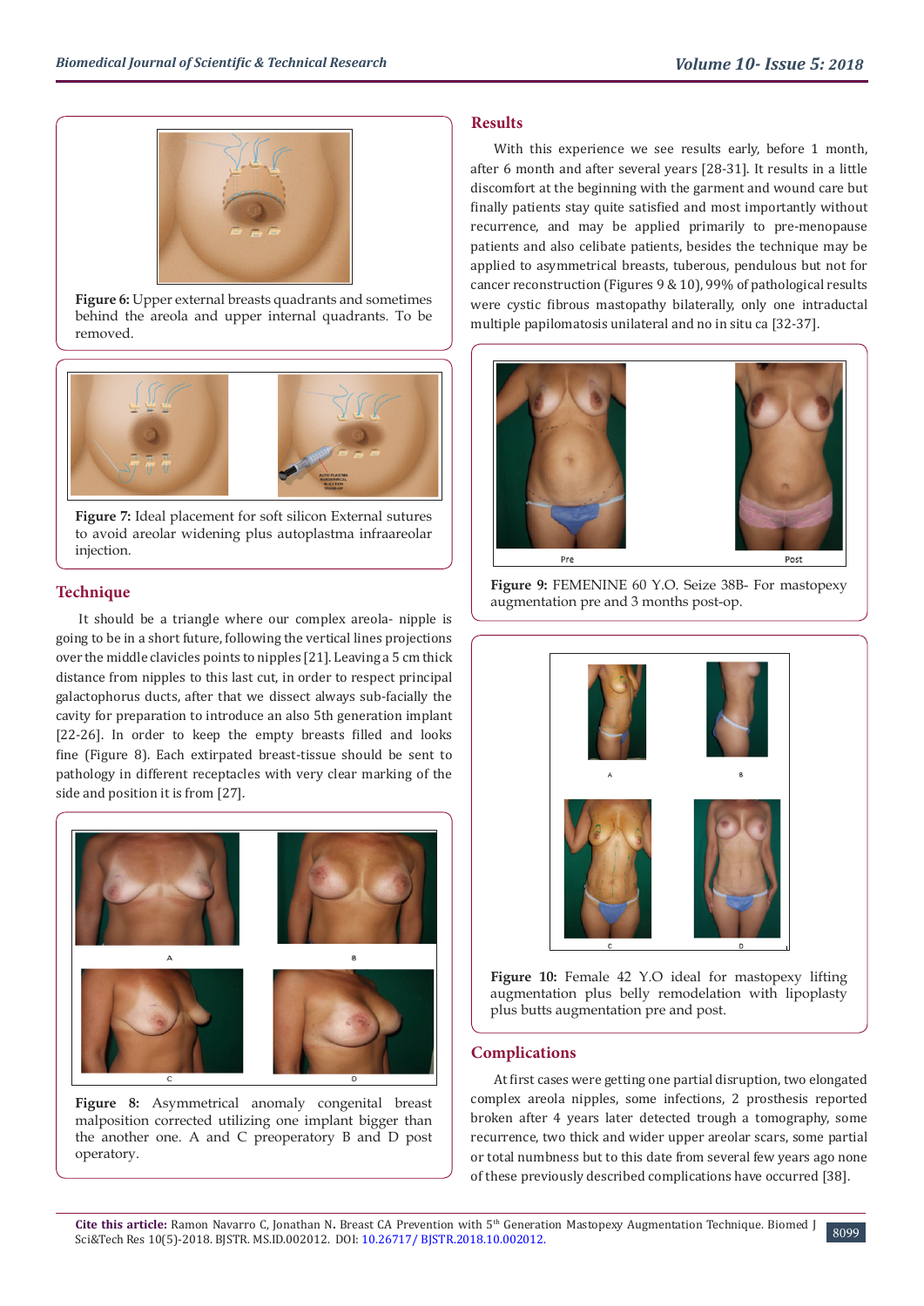Figure 6: Upper external breasts quadrants and sometimes behind the areola and upper internal quadrants. To be removed.

Figure 7: Ideal placement for soft silicon External sutures to avoid areolar widening plus autoplastma infraareolar injection.

## Technique

It should be a triangle where our complex areola- nipple is going to be in a short future, following the vertical lines projections over the middle clavicles points to nipples [21]. Leaving a 5 cm thick distance from nipples to this last cut, in order to respect principal galactophorus ducts, after that we dissect always sub-facially the cavity for preparation to introduce an also 5th generation implant [22-26]. In order to keep the empty breasts filled and looks fine (Figure 8). Each extirpated breast-tissue should be sent to pathology in different receptacles with very clear marking of the side and position it is from [27].

Figure 8: Asymmetrical anomaly congenital breast malposition corrected utilizing one implant bigger than the another one. A and C preoperatory B and D post operatory.

## Results

With this experience we see results early, before 1 month, after 6 month and after several years [28-31]. It results in a little discomfort at the beginning with the garment and wound care but finally patients stay quite satisfied and most importantly without recurrence, and may be applied primarily to pre-menopause patients and also celibate patients, besides the technique may be applied to asymmetrical breasts, tuberous, pendulous but not for cancer reconstruction (Figures 9 & 10), 99% of pathological results were cystic fibrous mastopathy bilaterally, only one intraductal multiple papilomatosis unilateral and no in situ ca [32-37].

Figure 9: FEMENINE 60 Y.O. Seize 38B- For mastopexy augmentation pre and 3 months post-op.

Figure 10: Female 42 Y.O ideal for mastopexy lifting augmentation plus belly remodelation with lipoplasty plus butts augmentation pre and post.

## Complications

At first cases were getting one partial disruption, two elongated complex areola nipples, some infections, 2 prosthesis reported broken after 4 years later detected trough a tomography, some recurrence, two thick and wider upper areolar scars, some partial or total numbness but to this date from several few years ago none of these previously described complications have occurred [38].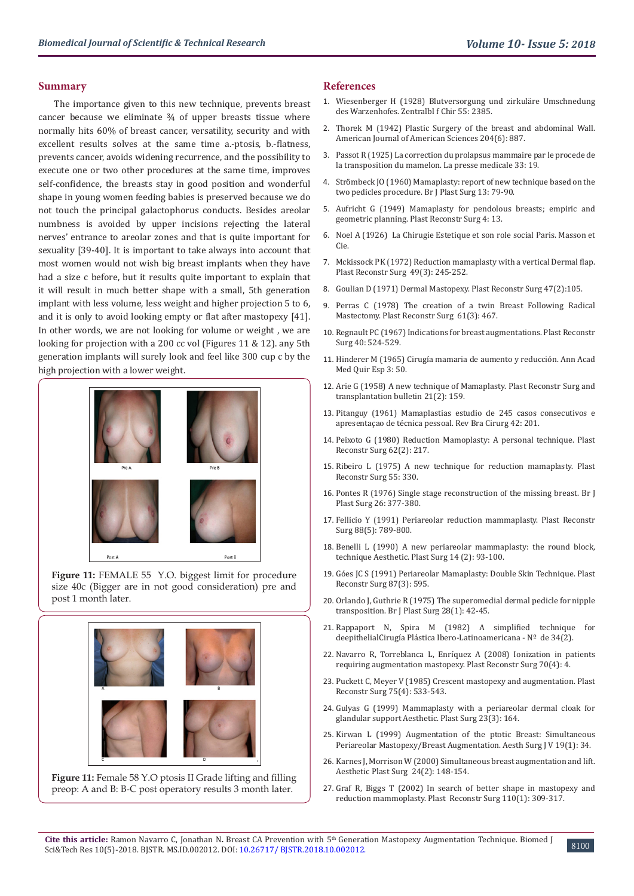## Summary

The importance given to this new technique, prevents breast cancer because we eliminate ¾ of upper breasts tissue where normally hits 60% of breast cancer, versatility, security and with excellent results solves at the same time a.-ptosis, b.-flatness, prevents cancer, avoids widening recurrence, and the possibility to execute one or two other procedures at the same time, improves self-confidence, the breasts stay in good position and wonderful shape in young women feeding babies is preserved because we do not touch the principal galactophorus conducts. Besides areolar numbness is avoided by upper incisions rejecting the lateral nerves' entrance to areolar zones and that is quite important for sexuality [39-40]. It is important to take always into account that most women would not wish big breast implants when they have had a size c before, but it results quite important to explain that it will result in much better shape with a small, 5th generation implant with less volume, less weight and higher projection 5 to 6, and it is only to avoid looking empty or flat after mastopexy [41]. In other words, we are not looking for volume or weight , we are looking for projection with a 200 cc vol (Figures 11 & 12). any 5th generation implants will surely look and feel like 300 cup c by the high projection with a lower weight.

**Figure 11:** FEMALE 55 Y.O. biggest limit for procedure size 40c (Bigger are in not good consideration) pre and post 1 month later.

**Figure 11:** Female 58 Y.O ptosis II Grade lifting and filling preop: A and B: B-C post operatory results 3 month later.

## References

1. Wiesenberger H (1928) Blutversorgung und zirkuläre Umschnedung des Warzenhofes. Zentralbl f Chir 55: 2385.
2. Thorek M (1942) Plastic Surgery of the breast and abdominal Wall. American Journal of American Sciences 204(6): 887.
3. Passot R (1925) La correction du prolapsus mammaire par le procede de la transposition du mamelon. La presse medicale 33: 19.
4. Strömbeck JO (1960) Mamaplasty: report of new technique based on the two pedicles procedure. Br J Plast Surg 13: 79-90.
5. Aufricht G (1949) Mamaplasty for pendolous breasts; empiric and geometric planning. Plast Reconstr Surg 4: 13.
6. Noel A (1926) La Chirugie Estetique et son role social Paris. Masson et Cie.
7. Mckissock PK (1972) Reduction mamaplasty with a vertical Dermal flap. Plast Reconstr Surg 49(3): 245-252.
8. Goulian D (1971) Dermal Mastopexy. Plast Reconstr Surg 47(2):105.
9. Perras C (1978) The creation of a twin Breast Following Radical Mastectomy. Plast Reconstr Surg 61(3): 467.
10. Regnault PC (1967) Indications for breast augmentations. Plast Reconstr Surg 40: 524-529.
11. Hinderer M (1965) Cirugía mamaria de aumento y reducción. Ann Acad Med Quir Esp 3: 50.
12. Arie G (1958) A new technique of Mamaplasty. Plast Reconstr Surg and transplantation bulletin 21(2): 159.
13. Pitanguy (1961) Mamaplastias estudio de 245 casos consecutivos e apresentaçao de técnica pessoal. Rev Bra Cirurg 42: 201.
14. Peixoto G (1980) Reduction Mamoplasty: A personal technique. Plast Reconstr Surg 62(2): 217.
15. Ribeiro L (1975) A new technique for reduction mamaplasty. Plast Reconstr Surg 55: 330.
16. Pontes R (1976) Single stage reconstruction of the missing breast. Br J Plast Surg 26: 377-380.
17. Fellicio Y (1991) Periareolar reduction mammaplasty. Plast Reconstr Surg 88(5): 789-800.
18. Benelli L (1990) A new periareolar mammaplasty: the round block, technique Aesthetic. Plast Surg 14 (2): 93-100.
19. Góes JC S (1991) Periareolar Mamaplasty: Double Skin Technique. Plast Reconstr Surg 87(3): 595.
20. Orlando J, Guthrie R (1975) The superomedial dermal pedicle for nipple transposition. Br J Plast Surg 28(1): 42-45.
21. Rappaport N, Spira M (1982) A simplified technique for deepithelialCirugía Plástica Ibero-Latinoamericana - Nº de 34(2).
22. Navarro R, Torreblanca L, Enríquez A (2008) Ionization in patients requiring augmentation mastopexy. Plast Reconstr Surg 70(4): 4.
23. Puckett C, Meyer V (1985) Crescent mastopexy and augmentation. Plast Reconstr Surg 75(4): 533-543.
24. Gulyas G (1999) Mammaplasty with a periareolar dermal cloak for glandular support Aesthetic. Plast Surg 23(3): 164.
25. Kirwan L (1999) Augmentation of the ptotic Breast: Simultaneous Periareolar Mastopexy/Breast Augmentation. Aesth Surg J V 19(1): 34.
26. Karnes J, Morrison W (2000) Simultaneous breast augmentation and lift. Aesthetic Plast Surg 24(2): 148-154.
27. Graf R, Biggs T (2002) In search of better shape in mastopexy and reduction mammoplasty. Plast Reconstr Surg 110(1): 309-317.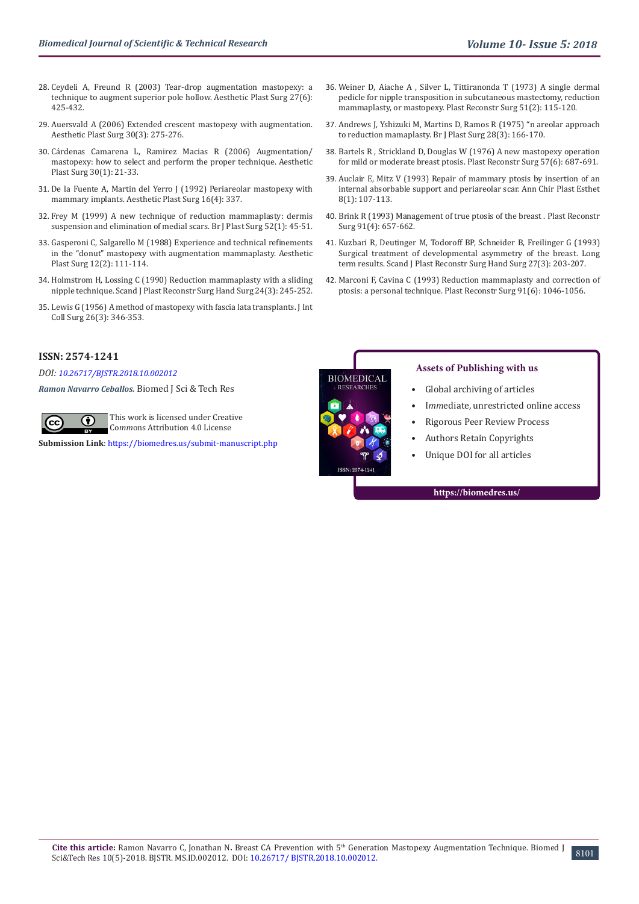28. Ceydeli A, Freund R (2003) Tear-drop augmentation mastopexy: a technique to augment superior pole hollow. Aesthetic Plast Surg 27(6): 425-432.
29. Auersvald A (2006) Extended crescent mastopexy with augmentation. Aesthetic Plast Surg 30(3): 275-276.
30. Cárdenas Camarena L, Ramirez Macias R (2006) Augmentation/ mastopexy: how to select and perform the proper technique. Aesthetic Plast Surg 30(1): 21-33.
31. De la Fuente A, Martin del Yerro J (1992) Periareolar mastopexy with mammary implants. Aesthetic Plast Surg 16(4): 337.
32. Frey M (1999) A new technique of reduction mammaplasty: dermis suspension and elimination of medial scars. Br J Plast Surg 52(1): 45-51.
33. Gasperoni C, Salgarello M (1988) Experience and technical refinements in the "donut" mastopexy with augmentation mammaplasty. Aesthetic Plast Surg 12(2): 111-114.
34. Holmstrom H, Lossing C (1990) Reduction mammaplasty with a sliding nipple technique. Scand J Plast Reconstr Surg Hand Surg 24(3): 245-252.
35. Lewis G (1956) A method of mastopexy with fascia lata transplants. J Int Coll Surg 26(3): 346-353.
36. Weiner D, Aiache A , Silver L, Tittiranonda T (1973) A single dermal pedicle for nipple transposition in subcutaneous mastectomy, reduction mammaplasty, or mastopexy. Plast Reconstr Surg 51(2): 115-120.
37. Andrews J, Yshizuki M, Martins D, Ramos R (1975) "n areolar approach to reduction mamaplasty. Br J Plast Surg 28(3): 166-170.
38. Bartels R , Strickland D, Douglas W (1976) A new mastopexy operation for mild or moderate breast ptosis. Plast Reconstr Surg 57(6): 687-691.
39. Auclair E, Mitz V (1993) Repair of mammary ptosis by insertion of an internal absorbable support and periareolar scar. Ann Chir Plast Esthet 8(1): 107-113.
40. Brink R (1993) Management of true ptosis of the breast . Plast Reconstr Surg 91(4): 657-662.
41. Kuzbari R, Deutinger M, Todoroff BP, Schneider B, Freilinger G (1993) Surgical treatment of developmental asymmetry of the breast. Long term results. Scand J Plast Reconstr Surg Hand Surg 27(3): 203-207.
42. Marconi F, Cavina C (1993) Reduction mammaplasty and correction of ptosis: a personal technique. Plast Reconstr Surg 91(6): 1046-1056.

**ISSN: 2574-1241**

*DOI: 10.26717/BJSTR.2018.10.002012*

***Ramon Navarro Ceballos.*** Biomed J Sci & Tech Res

This work is licensed under Creative Commons Attribution 4.0 License

**Submission Link**: https://biomedres.us/submit-manuscript.php

**Assets of Publishing with us**

- Global archiving of articles
- Immediate, unrestricted online access
- Rigorous Peer Review Process
- Authors Retain Copyrights
- Unique DOI for all articles

**https://biomedres.us/**

**Cite this article:** Ramon Navarro C, Jonathan N**.** Breast CA Prevention with 5th Generation Mastopexy Augmentation Technique. Biomed J Sci&Tech Res 10(5)-2018. BJSTR. MS.ID.002012. DOI: 10.26717/ BJSTR.2018.10.002012.